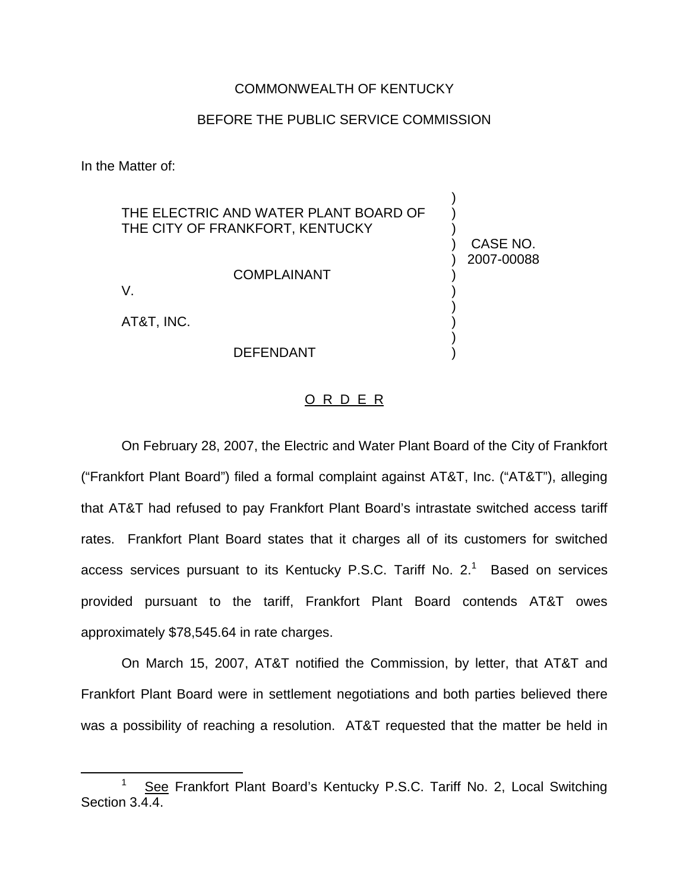COMMONWEALTH OF KENTUCKY

BEFORE THE PUBLIC SERVICE COMMISSION

In the Matter of:

THE ELECTRIC AND WATER PLANT BOARD OF THE CITY OF FRANKFORT, KENTUCKY

COMPLAINANT

V.

AT&T, INC.

DEFENDANT

CASE NO. 2007-00088

O R D E R

On February 28, 2007, the Electric and Water Plant Board of the City of Frankfort ("Frankfort Plant Board") filed a formal complaint against AT&T, Inc. ("AT&T"), alleging that AT&T had refused to pay Frankfort Plant Board's intrastate switched access tariff rates. Frankfort Plant Board states that it charges all of its customers for switched access services pursuant to its Kentucky P.S.C. Tariff No. 2.[1] Based on services provided pursuant to the tariff, Frankfort Plant Board contends AT&T owes approximately $78,545.64 in rate charges.

On March 15, 2007, AT&T notified the Commission, by letter, that AT&T and Frankfort Plant Board were in settlement negotiations and both parties believed there was a possibility of reaching a resolution. AT&T requested that the matter be held in

---

[1] See Frankfort Plant Board's Kentucky P.S.C. Tariff No. 2, Local Switching Section 3.4.4.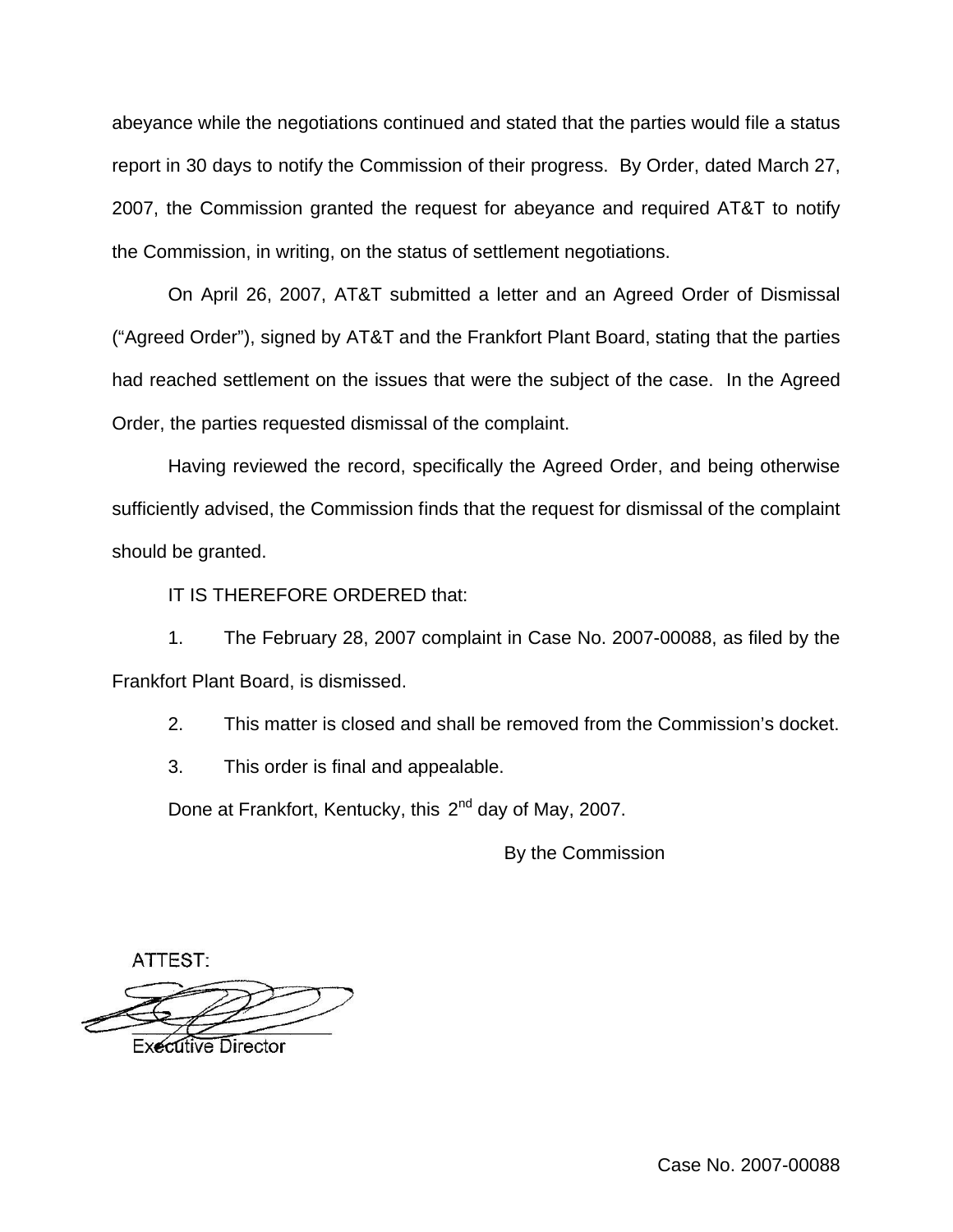abeyance while the negotiations continued and stated that the parties would file a status report in 30 days to notify the Commission of their progress. By Order, dated March 27, 2007, the Commission granted the request for abeyance and required AT&T to notify the Commission, in writing, on the status of settlement negotiations.

On April 26, 2007, AT&T submitted a letter and an Agreed Order of Dismissal ("Agreed Order"), signed by AT&T and the Frankfort Plant Board, stating that the parties had reached settlement on the issues that were the subject of the case. In the Agreed Order, the parties requested dismissal of the complaint.

Having reviewed the record, specifically the Agreed Order, and being otherwise sufficiently advised, the Commission finds that the request for dismissal of the complaint should be granted.

IT IS THEREFORE ORDERED that:

1. The February 28, 2007 complaint in Case No. 2007-00088, as filed by the Frankfort Plant Board, is dismissed.

2. This matter is closed and shall be removed from the Commission's docket.

3. This order is final and appealable.

Done at Frankfort, Kentucky, this 2nd day of May, 2007.

By the Commission

ATTEST:

Executive Director

Case No. 2007-00088